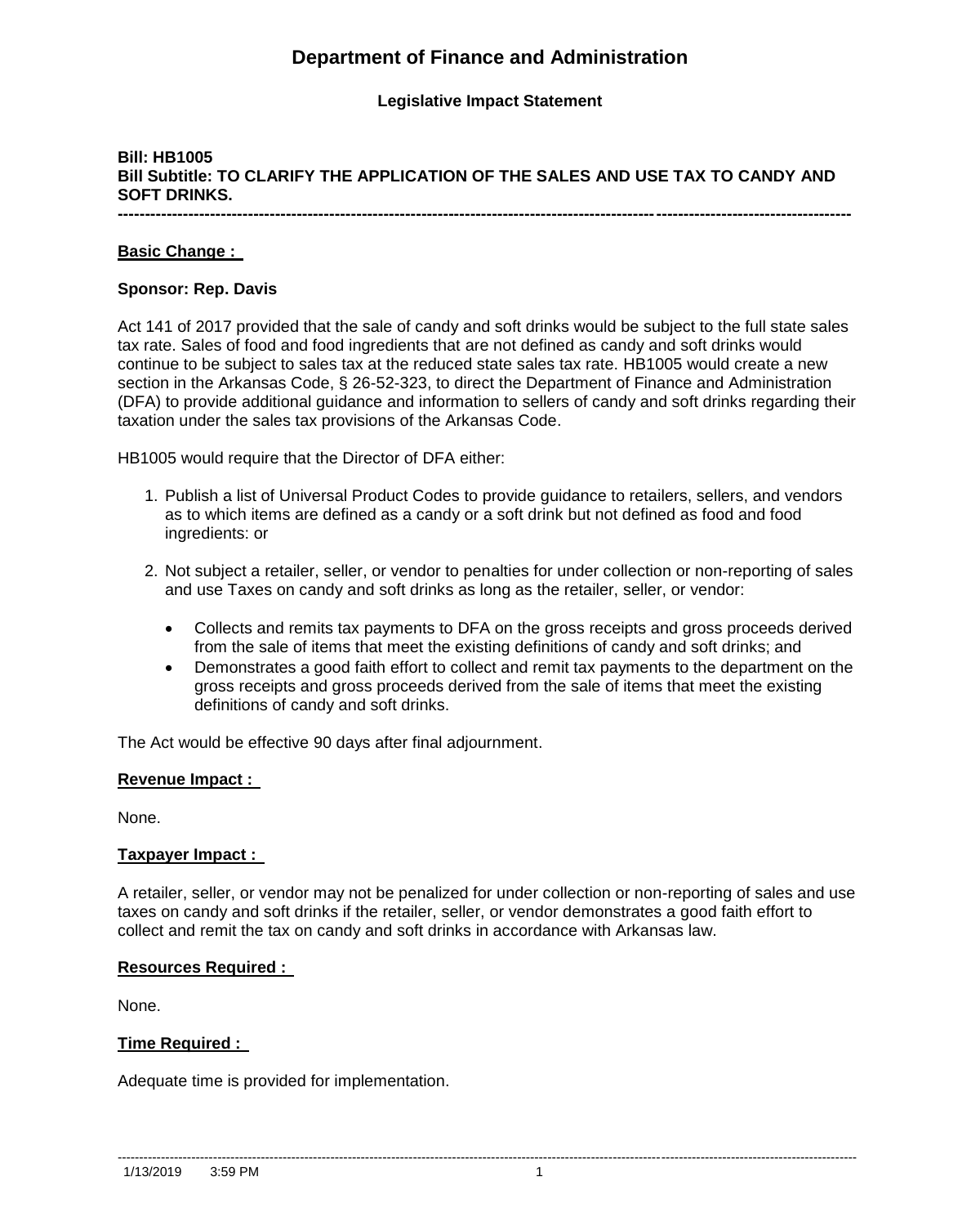# Department of Finance and Administration

**Legislative Impact Statement**

**Bill: HB1005**
**Bill Subtitle: TO CLARIFY THE APPLICATION OF THE SALES AND USE TAX TO CANDY AND SOFT DRINKS.**

---

**Basic Change :**

**Sponsor: Rep. Davis**

Act 141 of 2017 provided that the sale of candy and soft drinks would be subject to the full state sales tax rate. Sales of food and food ingredients that are not defined as candy and soft drinks would continue to be subject to sales tax at the reduced state sales tax rate. HB1005 would create a new section in the Arkansas Code, § 26-52-323, to direct the Department of Finance and Administration (DFA) to provide additional guidance and information to sellers of candy and soft drinks regarding their taxation under the sales tax provisions of the Arkansas Code.

HB1005 would require that the Director of DFA either:

1. Publish a list of Universal Product Codes to provide guidance to retailers, sellers, and vendors as to which items are defined as a candy or a soft drink but not defined as food and food ingredients: or

2. Not subject a retailer, seller, or vendor to penalties for under collection or non-reporting of sales and use Taxes on candy and soft drinks as long as the retailer, seller, or vendor:

   - Collects and remits tax payments to DFA on the gross receipts and gross proceeds derived from the sale of items that meet the existing definitions of candy and soft drinks; and
   - Demonstrates a good faith effort to collect and remit tax payments to the department on the gross receipts and gross proceeds derived from the sale of items that meet the existing definitions of candy and soft drinks.

The Act would be effective 90 days after final adjournment.

**Revenue Impact :**

None.

**Taxpayer Impact :**

A retailer, seller, or vendor may not be penalized for under collection or non-reporting of sales and use taxes on candy and soft drinks if the retailer, seller, or vendor demonstrates a good faith effort to collect and remit the tax on candy and soft drinks in accordance with Arkansas law.

**Resources Required :**

None.

**Time Required :**

Adequate time is provided for implementation.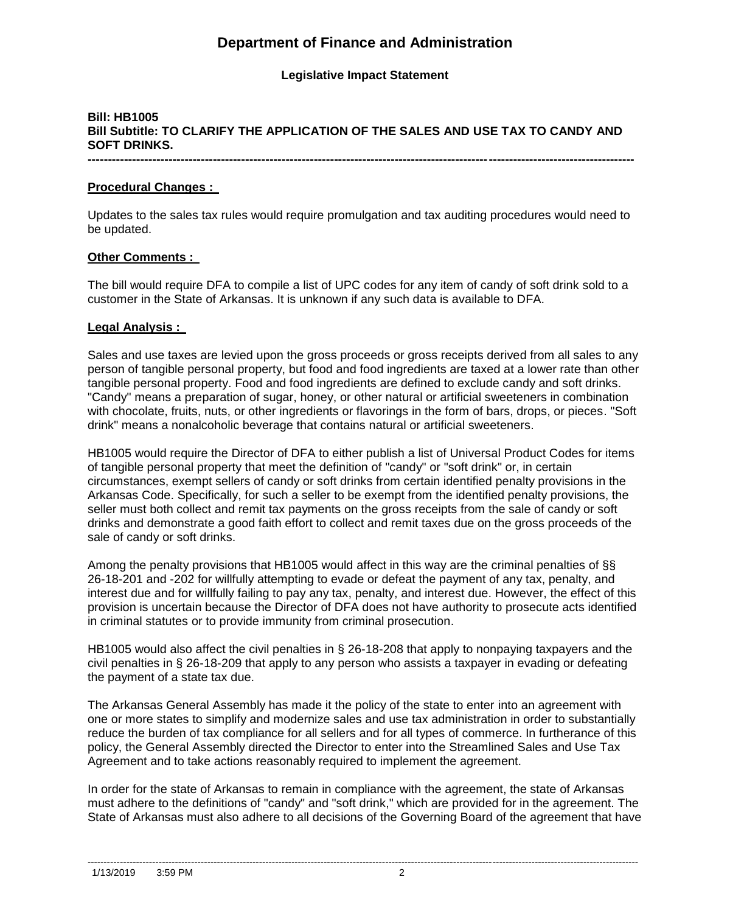# Department of Finance and Administration

**Legislative Impact Statement**

**Bill: HB1005**
**Bill Subtitle: TO CLARIFY THE APPLICATION OF THE SALES AND USE TAX TO CANDY AND SOFT DRINKS.**

---

**Procedural Changes :**

Updates to the sales tax rules would require promulgation and tax auditing procedures would need to be updated.

**Other Comments :**

The bill would require DFA to compile a list of UPC codes for any item of candy of soft drink sold to a customer in the State of Arkansas. It is unknown if any such data is available to DFA.

**Legal Analysis :**

Sales and use taxes are levied upon the gross proceeds or gross receipts derived from all sales to any person of tangible personal property, but food and food ingredients are taxed at a lower rate than other tangible personal property. Food and food ingredients are defined to exclude candy and soft drinks. "Candy" means a preparation of sugar, honey, or other natural or artificial sweeteners in combination with chocolate, fruits, nuts, or other ingredients or flavorings in the form of bars, drops, or pieces. "Soft drink" means a nonalcoholic beverage that contains natural or artificial sweeteners.

HB1005 would require the Director of DFA to either publish a list of Universal Product Codes for items of tangible personal property that meet the definition of "candy" or "soft drink" or, in certain circumstances, exempt sellers of candy or soft drinks from certain identified penalty provisions in the Arkansas Code. Specifically, for such a seller to be exempt from the identified penalty provisions, the seller must both collect and remit tax payments on the gross receipts from the sale of candy or soft drinks and demonstrate a good faith effort to collect and remit taxes due on the gross proceeds of the sale of candy or soft drinks.

Among the penalty provisions that HB1005 would affect in this way are the criminal penalties of §§ 26-18-201 and -202 for willfully attempting to evade or defeat the payment of any tax, penalty, and interest due and for willfully failing to pay any tax, penalty, and interest due. However, the effect of this provision is uncertain because the Director of DFA does not have authority to prosecute acts identified in criminal statutes or to provide immunity from criminal prosecution.

HB1005 would also affect the civil penalties in § 26-18-208 that apply to nonpaying taxpayers and the civil penalties in § 26-18-209 that apply to any person who assists a taxpayer in evading or defeating the payment of a state tax due.

The Arkansas General Assembly has made it the policy of the state to enter into an agreement with one or more states to simplify and modernize sales and use tax administration in order to substantially reduce the burden of tax compliance for all sellers and for all types of commerce. In furtherance of this policy, the General Assembly directed the Director to enter into the Streamlined Sales and Use Tax Agreement and to take actions reasonably required to implement the agreement.

In order for the state of Arkansas to remain in compliance with the agreement, the state of Arkansas must adhere to the definitions of "candy" and "soft drink," which are provided for in the agreement. The State of Arkansas must also adhere to all decisions of the Governing Board of the agreement that have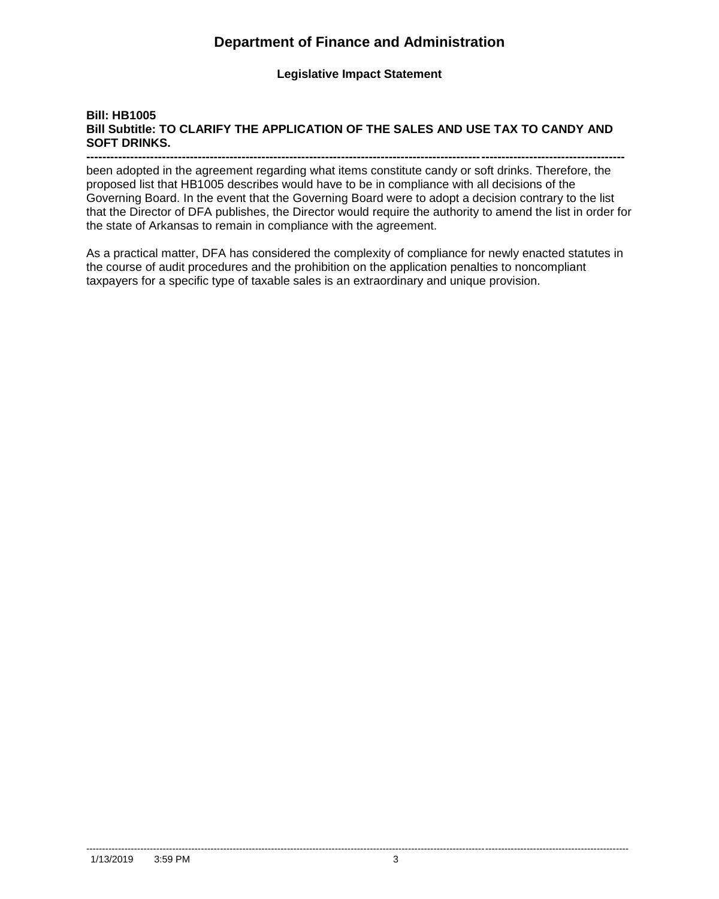been adopted in the agreement regarding what items constitute candy or soft drinks. Therefore, the proposed list that HB1005 describes would have to be in compliance with all decisions of the Governing Board. In the event that the Governing Board were to adopt a decision contrary to the list that the Director of DFA publishes, the Director would require the authority to amend the list in order for the state of Arkansas to remain in compliance with the agreement.

As a practical matter, DFA has considered the complexity of compliance for newly enacted statutes in the course of audit procedures and the prohibition on the application penalties to noncompliant taxpayers for a specific type of taxable sales is an extraordinary and unique provision.